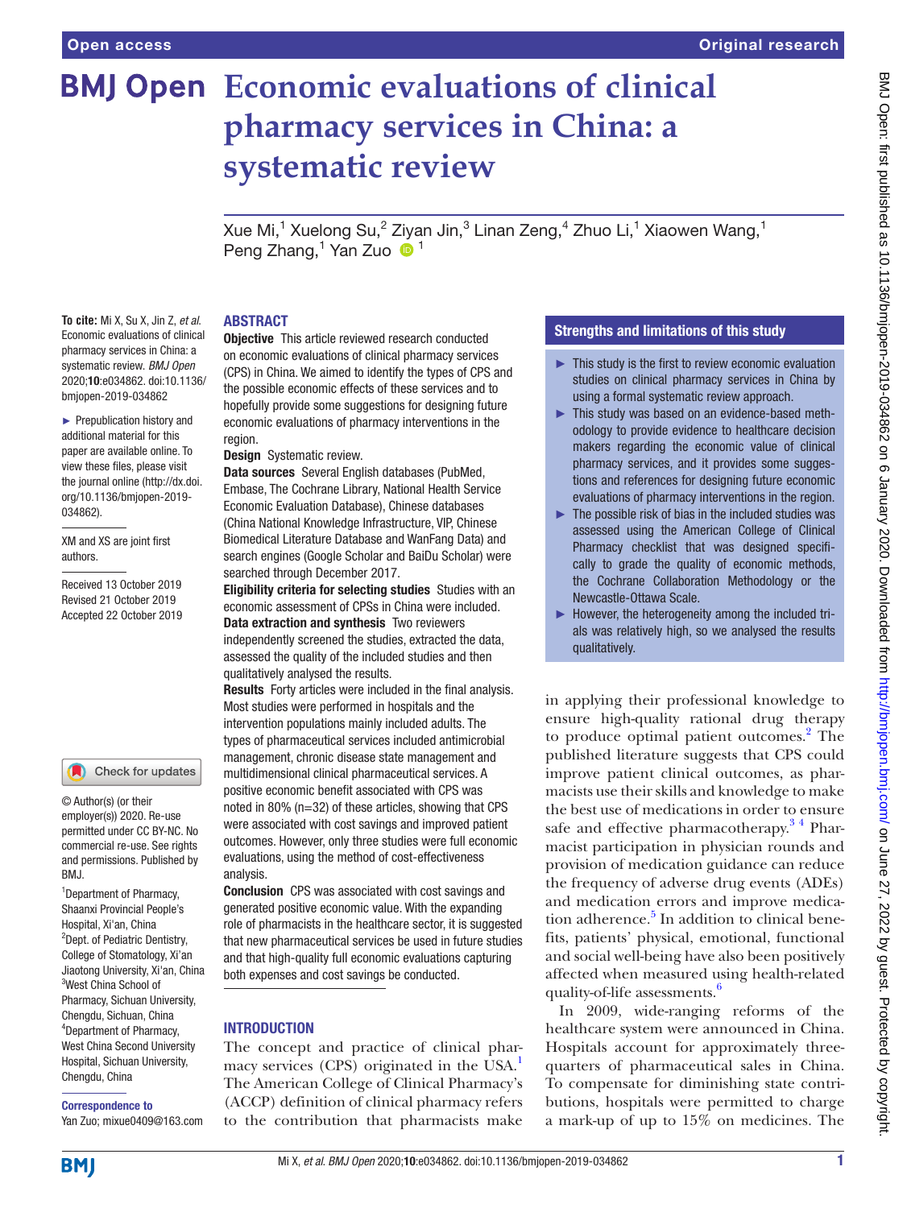# Economic evaluations of clinical pharmacy services in China: a systematic review

Xue Mi,[1] Xuelong Su,[2] Ziyan Jin,[3] Linan Zeng,[4] Zhuo Li,[1] Xiaowen Wang,[1] Peng Zhang,[1] Yan Zuo [1]

**To cite:** Mi X, Su X, Jin Z, *et al*. Economic evaluations of clinical pharmacy services in China: a systematic review. *BMJ Open* 2020;**10**:e034862. doi:10.1136/bmjopen-2019-034862

► Prepublication history and additional material for this paper are available online. To view these files, please visit the journal online (http://dx.doi.org/10.1136/bmjopen-2019-034862).

XM and XS are joint first authors.

Received 13 October 2019
Revised 21 October 2019
Accepted 22 October 2019

© Author(s) (or their employer(s)) 2020. Re-use permitted under CC BY-NC. No commercial re-use. See rights and permissions. Published by BMJ.

[1]Department of Pharmacy, Shaanxi Provincial People's Hospital, Xi'an, China
[2]Dept. of Pediatric Dentistry, College of Stomatology, Xi'an Jiaotong University, Xi'an, China
[3]West China School of Pharmacy, Sichuan University, Chengdu, Sichuan, China
[4]Department of Pharmacy, West China Second University Hospital, Sichuan University, Chengdu, China

**Correspondence to**
Yan Zuo; mixue0409@163.com

## ABSTRACT

**Objective** This article reviewed research conducted on economic evaluations of clinical pharmacy services (CPS) in China. We aimed to identify the types of CPS and the possible economic effects of these services and to hopefully provide some suggestions for designing future economic evaluations of pharmacy interventions in the region.

**Design** Systematic review.

**Data sources** Several English databases (PubMed, Embase, The Cochrane Library, National Health Service Economic Evaluation Database), Chinese databases (China National Knowledge Infrastructure, VIP, Chinese Biomedical Literature Database and WanFang Data) and search engines (Google Scholar and BaiDu Scholar) were searched through December 2017.

**Eligibility criteria for selecting studies** Studies with an economic assessment of CPSs in China were included.

**Data extraction and synthesis** Two reviewers independently screened the studies, extracted the data, assessed the quality of the included studies and then qualitatively analysed the results.

**Results** Forty articles were included in the final analysis. Most studies were performed in hospitals and the intervention populations mainly included adults. The types of pharmaceutical services included antimicrobial management, chronic disease state management and multidimensional clinical pharmaceutical services. A positive economic benefit associated with CPS was noted in 80% (n=32) of these articles, showing that CPS were associated with cost savings and improved patient outcomes. However, only three studies were full economic evaluations, using the method of cost-effectiveness analysis.

**Conclusion** CPS was associated with cost savings and generated positive economic value. With the expanding role of pharmacists in the healthcare sector, it is suggested that new pharmaceutical services be used in future studies and that high-quality full economic evaluations capturing both expenses and cost savings be conducted.

## Strengths and limitations of this study

- ► This study is the first to review economic evaluation studies on clinical pharmacy services in China by using a formal systematic review approach.
- ► This study was based on an evidence-based methodology to provide evidence to healthcare decision makers regarding the economic value of clinical pharmacy services, and it provides some suggestions and references for designing future economic evaluations of pharmacy interventions in the region.
- ► The possible risk of bias in the included studies was assessed using the American College of Clinical Pharmacy checklist that was designed specifically to grade the quality of economic methods, the Cochrane Collaboration Methodology or the Newcastle-Ottawa Scale.
- ► However, the heterogeneity among the included trials was relatively high, so we analysed the results qualitatively.

## INTRODUCTION

The concept and practice of clinical pharmacy services (CPS) originated in the USA.[1] The American College of Clinical Pharmacy's (ACCP) definition of clinical pharmacy refers to the contribution that pharmacists make in applying their professional knowledge to ensure high-quality rational drug therapy to produce optimal patient outcomes.[2] The published literature suggests that CPS could improve patient clinical outcomes, as pharmacists use their skills and knowledge to make the best use of medications in order to ensure safe and effective pharmacotherapy.[3 4] Pharmacist participation in physician rounds and provision of medication guidance can reduce the frequency of adverse drug events (ADEs) and medication errors and improve medication adherence.[5] In addition to clinical benefits, patients' physical, emotional, functional and social well-being have also been positively affected when measured using health-related quality-of-life assessments.[6]

In 2009, wide-ranging reforms of the healthcare system were announced in China. Hospitals account for approximately three-quarters of pharmaceutical sales in China. To compensate for diminishing state contributions, hospitals were permitted to charge a mark-up of up to 15% on medicines. The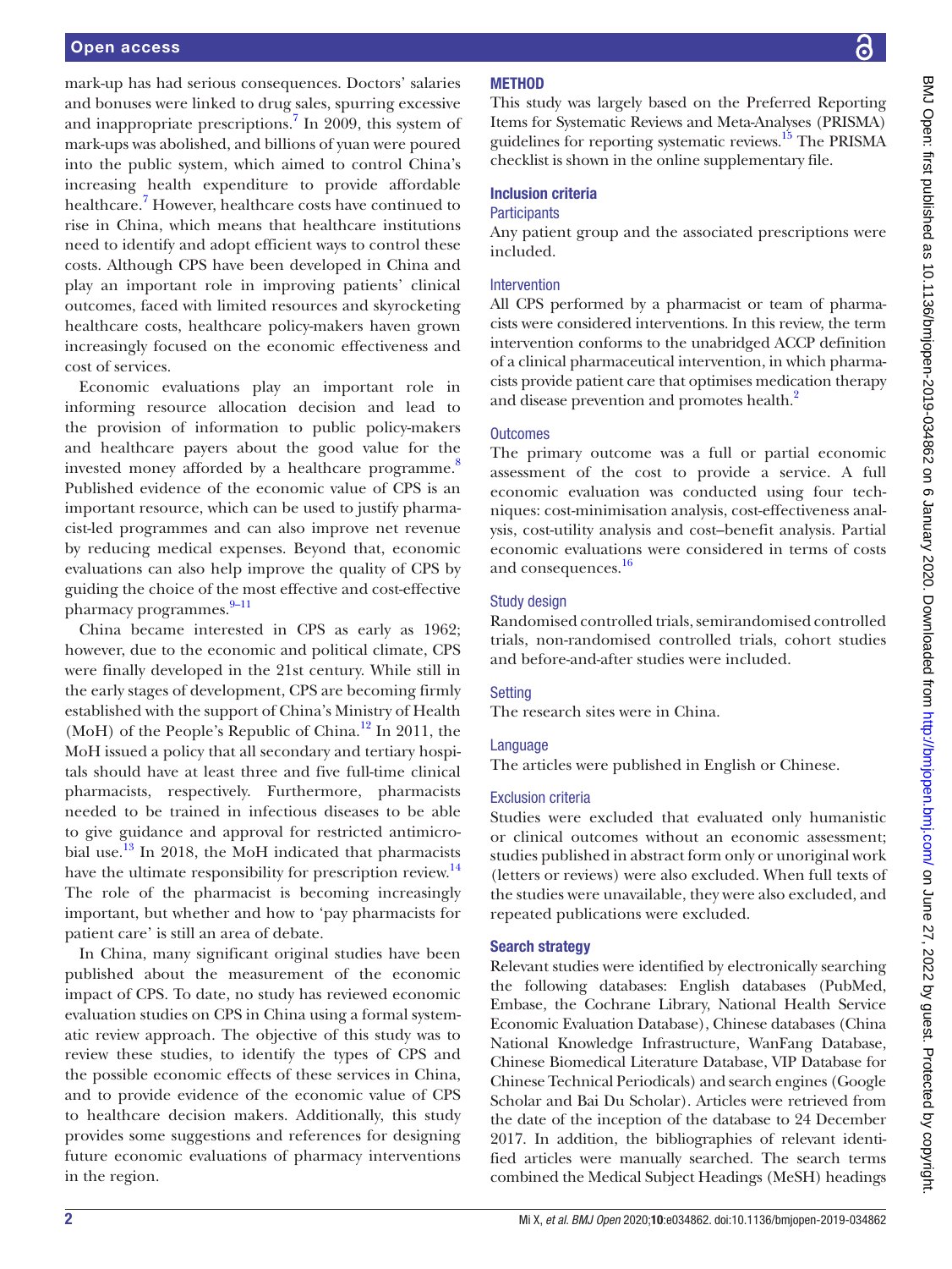mark-up has had serious consequences. Doctors' salaries and bonuses were linked to drug sales, spurring excessive and inappropriate prescriptions.[7] In 2009, this system of mark-ups was abolished, and billions of yuan were poured into the public system, which aimed to control China's increasing health expenditure to provide affordable healthcare.[7] However, healthcare costs have continued to rise in China, which means that healthcare institutions need to identify and adopt efficient ways to control these costs. Although CPS have been developed in China and play an important role in improving patients' clinical outcomes, faced with limited resources and skyrocketing healthcare costs, healthcare policy-makers haven grown increasingly focused on the economic effectiveness and cost of services.

Economic evaluations play an important role in informing resource allocation decision and lead to the provision of information to public policy-makers and healthcare payers about the good value for the invested money afforded by a healthcare programme.[8] Published evidence of the economic value of CPS is an important resource, which can be used to justify pharmacist-led programmes and can also improve net revenue by reducing medical expenses. Beyond that, economic evaluations can also help improve the quality of CPS by guiding the choice of the most effective and cost-effective pharmacy programmes.[9–11]

China became interested in CPS as early as 1962; however, due to the economic and political climate, CPS were finally developed in the 21st century. While still in the early stages of development, CPS are becoming firmly established with the support of China's Ministry of Health (MoH) of the People's Republic of China.[12] In 2011, the MoH issued a policy that all secondary and tertiary hospitals should have at least three and five full-time clinical pharmacists, respectively. Furthermore, pharmacists needed to be trained in infectious diseases to be able to give guidance and approval for restricted antimicrobial use.[13] In 2018, the MoH indicated that pharmacists have the ultimate responsibility for prescription review.[14] The role of the pharmacist is becoming increasingly important, but whether and how to 'pay pharmacists for patient care' is still an area of debate.

In China, many significant original studies have been published about the measurement of the economic impact of CPS. To date, no study has reviewed economic evaluation studies on CPS in China using a formal systematic review approach. The objective of this study was to review these studies, to identify the types of CPS and the possible economic effects of these services in China, and to provide evidence of the economic value of CPS to healthcare decision makers. Additionally, this study provides some suggestions and references for designing future economic evaluations of pharmacy interventions in the region.

## METHOD

This study was largely based on the Preferred Reporting Items for Systematic Reviews and Meta-Analyses (PRISMA) guidelines for reporting systematic reviews.[15] The PRISMA checklist is shown in the online supplementary file.

### Inclusion criteria

#### Participants

Any patient group and the associated prescriptions were included.

#### Intervention

All CPS performed by a pharmacist or team of pharmacists were considered interventions. In this review, the term intervention conforms to the unabridged ACCP definition of a clinical pharmaceutical intervention, in which pharmacists provide patient care that optimises medication therapy and disease prevention and promotes health.[2]

#### Outcomes

The primary outcome was a full or partial economic assessment of the cost to provide a service. A full economic evaluation was conducted using four techniques: cost-minimisation analysis, cost-effectiveness analysis, cost-utility analysis and cost–benefit analysis. Partial economic evaluations were considered in terms of costs and consequences.[16]

#### Study design

Randomised controlled trials, semirandomised controlled trials, non-randomised controlled trials, cohort studies and before-and-after studies were included.

#### Setting

The research sites were in China.

#### Language

The articles were published in English or Chinese.

#### Exclusion criteria

Studies were excluded that evaluated only humanistic or clinical outcomes without an economic assessment; studies published in abstract form only or unoriginal work (letters or reviews) were also excluded. When full texts of the studies were unavailable, they were also excluded, and repeated publications were excluded.

### Search strategy

Relevant studies were identified by electronically searching the following databases: English databases (PubMed, Embase, the Cochrane Library, National Health Service Economic Evaluation Database), Chinese databases (China National Knowledge Infrastructure, WanFang Database, Chinese Biomedical Literature Database, VIP Database for Chinese Technical Periodicals) and search engines (Google Scholar and Bai Du Scholar). Articles were retrieved from the date of the inception of the database to 24 December 2017. In addition, the bibliographies of relevant identified articles were manually searched. The search terms combined the Medical Subject Headings (MeSH) headings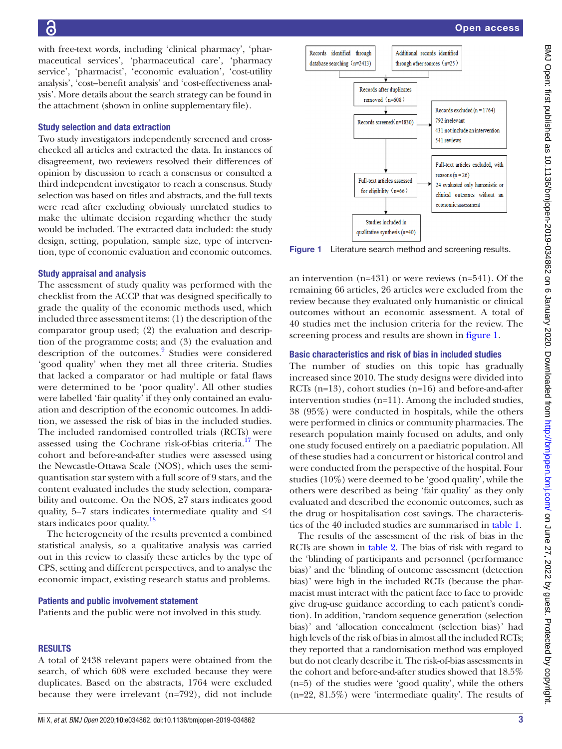with free-text words, including 'clinical pharmacy', 'pharmaceutical services', 'pharmaceutical care', 'pharmacy service', 'pharmacist', 'economic evaluation', 'cost-utility analysis', 'cost–benefit analysis' and 'cost-effectiveness analysis'. More details about the search strategy can be found in the attachment (shown in online supplementary file).

### Study selection and data extraction

Two study investigators independently screened and cross-checked all articles and extracted the data. In instances of disagreement, two reviewers resolved their differences of opinion by discussion to reach a consensus or consulted a third independent investigator to reach a consensus. Study selection was based on titles and abstracts, and the full texts were read after excluding obviously unrelated studies to make the ultimate decision regarding whether the study would be included. The extracted data included: the study design, setting, population, sample size, type of intervention, type of economic evaluation and economic outcomes.

### Study appraisal and analysis

The assessment of study quality was performed with the checklist from the ACCP that was designed specifically to grade the quality of the economic methods used, which included three assessment items: (1) the description of the comparator group used; (2) the evaluation and description of the programme costs; and (3) the evaluation and description of the outcomes.[9] Studies were considered 'good quality' when they met all three criteria. Studies that lacked a comparator or had multiple or fatal flaws were determined to be 'poor quality'. All other studies were labelled 'fair quality' if they only contained an evaluation and description of the economic outcomes. In addition, we assessed the risk of bias in the included studies. The included randomised controlled trials (RCTs) were assessed using the Cochrane risk-of-bias criteria.[17] The cohort and before-and-after studies were assessed using the Newcastle-Ottawa Scale (NOS), which uses the semi-quantisation star system with a full score of 9 stars, and the content evaluated includes the study selection, comparability and outcome. On the NOS, ≥7 stars indicates good quality, 5–7 stars indicates intermediate quality and ≤4 stars indicates poor quality.[18]

The heterogeneity of the results prevented a combined statistical analysis, so a qualitative analysis was carried out in this review to classify these articles by the type of CPS, setting and different perspectives, and to analyse the economic impact, existing research status and problems.

### Patients and public involvement statement

Patients and the public were not involved in this study.

## RESULTS

A total of 2438 relevant papers were obtained from the search, of which 608 were excluded because they were duplicates. Based on the abstracts, 1764 were excluded because they were irrelevant (n=792), did not include an intervention (n=431) or were reviews (n=541). Of the remaining 66 articles, 26 articles were excluded from the review because they evaluated only humanistic or clinical outcomes without an economic assessment. A total of 40 studies met the inclusion criteria for the review. The screening process and results are shown in figure 1.

Records identified through database searching（n=2413）

Additional records identified through other sources（n=25）

Records after duplicates removed（n=608）

Records screened（n=1830）

Records excluded (n = 1764)
792 irrelevant
431 not include an intervention
541 reviews

Full-text articles assessed for eligibility（n=66）

Full-text articles excluded, with reasons (n = 26)
24 evaluated only humanistic or clinical outcomes without an economic assessment

Studies included in qualitative synthesis (n=40)

**Figure 1** Literature search method and screening results.

### Basic characteristics and risk of bias in included studies

The number of studies on this topic has gradually increased since 2010. The study designs were divided into RCTs (n=13), cohort studies (n=16) and before-and-after intervention studies (n=11). Among the included studies, 38 (95%) were conducted in hospitals, while the others were performed in clinics or community pharmacies. The research population mainly focused on adults, and only one study focused entirely on a paediatric population. All of these studies had a concurrent or historical control and were conducted from the perspective of the hospital. Four studies (10%) were deemed to be 'good quality', while the others were described as being 'fair quality' as they only evaluated and described the economic outcomes, such as the drug or hospitalisation cost savings. The characteristics of the 40 included studies are summarised in table 1.

The results of the assessment of the risk of bias in the RCTs are shown in table 2. The bias of risk with regard to the 'blinding of participants and personnel (performance bias)' and the 'blinding of outcome assessment (detection bias)' were high in the included RCTs (because the pharmacist must interact with the patient face to face to provide give drug-use guidance according to each patient's condition). In addition, 'random sequence generation (selection bias)' and 'allocation concealment (selection bias)' had high levels of the risk of bias in almost all the included RCTs; they reported that a randomisation method was employed but do not clearly describe it. The risk-of-bias assessments in the cohort and before-and-after studies showed that 18.5% (n=5) of the studies were 'good quality', while the others (n=22, 81.5%) were 'intermediate quality'. The results of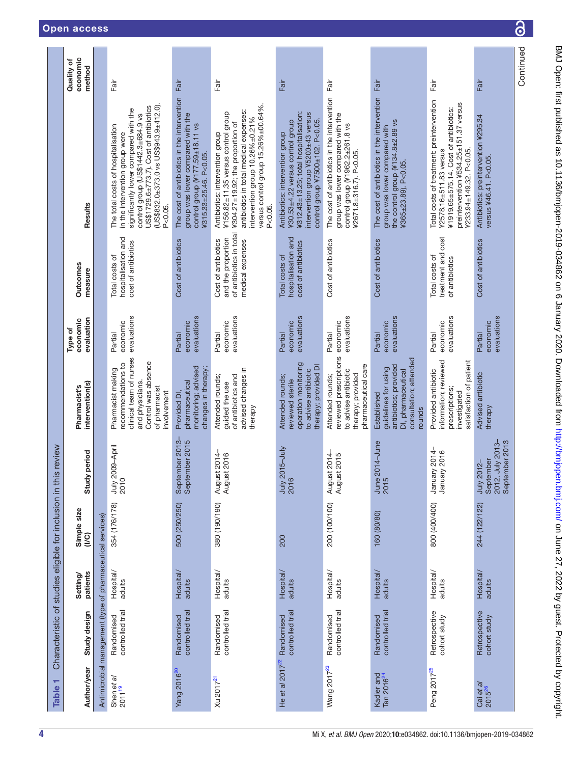**Table 1** Characteristic of studies eligible for inclusion in this review

| Author/year | Study design | Setting/ patients | Simple size (I/C) | Study period | Pharmacist's intervention(s) | Type of economic evaluation | Outcomes measure | Results | Quality of economic method |
|---|---|---|---|---|---|---|---|---|---|
| Antimicrobial management (type of pharmaceutical services) | | | | | | | | | |
| Shen *et al* 2011[19] | Randomised controlled trial | Hospital/ adults | 354 (176/178) | July 2009–April 2010 | Pharmacist making recommendations to clinical team of nurses and physicians. Control was absence of pharmacist involvement | Partial economic evaluations | Total costs of hospitalisation and cost of antibiotics | The total costs of hospitalisation in the intervention group were significantly lower compared with the control group (US\$1442.3±684.9 vs US\$1729.6±773.7). Cost of antibiotics (US\$832.0±373.0 vs US\$943.9±412.0). P<0.05. | Fair |
| Yang 2016[20] | Randomised controlled trial | Hospital/ adults | 500 (250/250) | September 2013–September 2015 | Provided DI, pharmaceutical monitoring; advised changes in therapy; | Partial economic evaluations | Cost of antibiotics | The cost of antibiotics in the intervention group was lower compared with the control group (¥177.59±18.11 vs ¥315.33±25.46. P<0.05. | Fair |
| Xu 2017[21] | Randomised controlled trial | Hospital/ adults | 380 (190/190) | August 2014–August 2016 | Attended rounds; guided the use of antibiotics and advised changes in therapy | Partial economic evaluations | Cost of antibiotics and the proportion of antibiotics in total medical expenses | Antibiotics: intervention group ¥156.82±11.35 versus control group ¥304.27±19.92; the proportion of antibiotics in total medical expenses: intervention group 10.26%±0.21% versus control group 15.26%±00.64%. P<0.05. | Fair |
| He *et al* 2017[22] | Randomised controlled trial | Hospital/ adults | 200 | July 2015–July 2016 | Attended rounds; reviewed sterile operation monitoring to advise antibiotic therapy; provided DI | Partial economic evaluations | Total costs of hospitalisation and cost of antibiotics | Antibiotics: intervention group ¥30.53±4.22 versus control group ¥312.43±13.25; total hospitalisation: intervention group ¥5200±43 versus control group ¥7500±102. P<0.05. | Fair |
| Wang 2017[23] | Randomised controlled trial | Hospital/ adults | 200 (100/100) | August 2014–August 2015 | Attended rounds; reviewed prescriptions to advise antibiotic therapy; provided pharmaceutical care | Partial economic evaluations | Cost of antibiotics | The cost of antibiotics in the intervention group was lower compared with the control group (¥1962.2±261.8 vs ¥2671.8±316.7). P<0.05. | Fair |
| Kadier and Tan 2016[24] | Randomised controlled trial | Hospital/ adults | 160 (80/80) | June 2014–June 2015 | Established guidelines for using antibiotics; provided DI, pharmaceutical consultation; attended rounds | Partial economic evaluations | Cost of antibiotics | The cost of antibiotics in the intervention group was lower compared with the control group (¥134.8±2.89 vs ¥365±23.89). P<0.05. | Fair |
| Peng 2017[25] | Retrospective cohort study | Hospital/ adults | 800 (400/400) | January 2014–January 2016 | Provided antibiotic information; reviewed prescriptions; investigated satisfaction of patient | Partial economic evaluations | Total costs of treatment and cost of antibiotics | Total costs of treatment: preintervention ¥2578.16±511.83 versus ¥1919.65±575.14. Cost of antibiotics: preintervention ¥534.25±151.37 versus ¥233.94±149.32. P<0.05. | Fair |
| Cai *et al* 2015[26] | Retrospective cohort study | Hospital/ adults | 244 (122/122) | July 2012–September 2012, July 2013–September 2013 | Advised antibiotic therapy | Partial economic evaluations | Cost of antibiotics | Antibiotics: preintervention ¥295.34 versus ¥46.41. P<0.05. | Fair |

Continued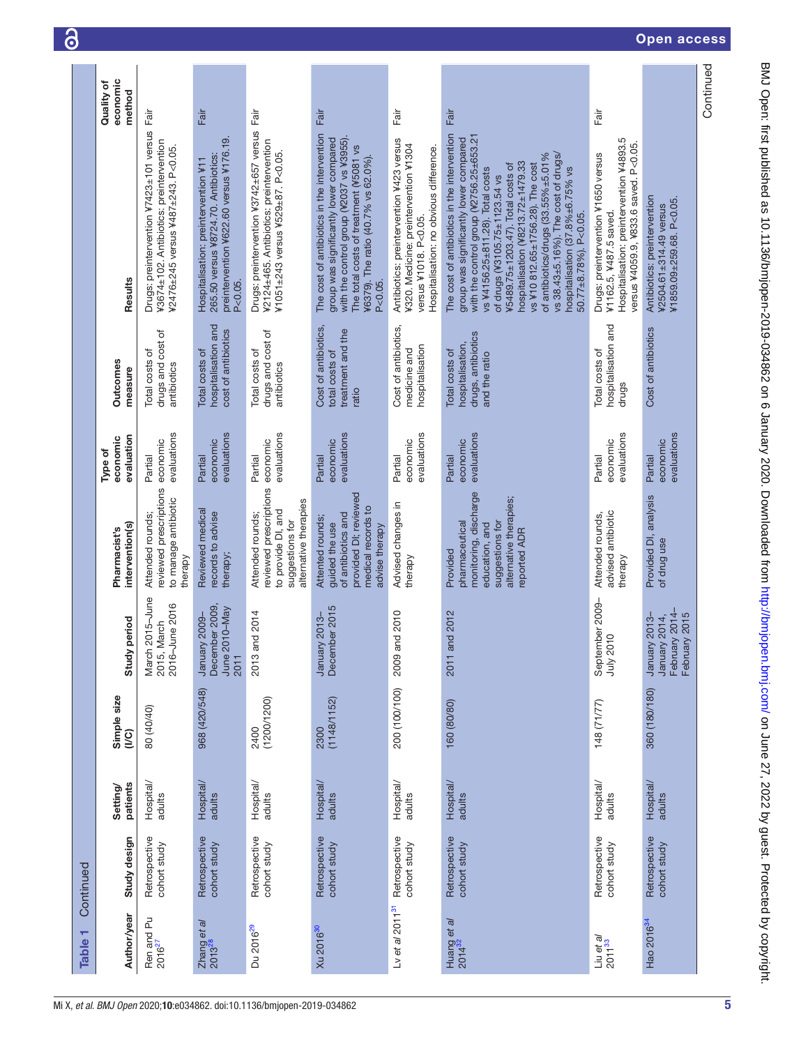Table 1 Continued

| Author/year | Study design | Setting/patients | Simple size (I/C) | Study period | Pharmacist's intervention(s) | Type of economic evaluation | Outcomes measure | Results | Quality of economic method |
|---|---|---|---|---|---|---|---|---|---|
| Ren and Pu 2016[27] | Retrospective cohort study | Hospital/adults | 80 (40/40) | March 2015–June 2015, March 2016–June 2016 | Attended rounds; reviewed prescriptions to manage antibiotic therapy | Partial economic evaluations | Total costs of drugs and cost of antibiotics | Drugs: preintervention ¥7423±101 versus ¥3674±102. Antibiotics: preintervention ¥2476±245 versus ¥487±243. P<0.05. | Fair |
| Zhang *et al* 2013[28] | Retrospective cohort study | Hospital/adults | 968 (420/548) | January 2009–December 2009, June 2010–May 2011 | Reviewed medical records to advise therapy; | Partial economic evaluations | Total costs of hospitalisation and cost of antibiotics | Hospitalisation: preintervention ¥11 265.50 versus ¥8724.70. Antibiotics: preintervention ¥622.60 versus ¥176.19. P<0.05. | Fair |
| Du 2016[29] | Retrospective cohort study | Hospital/adults | 2400 (1200/1200) | 2013 and 2014 | Attended rounds; reviewed prescriptions to provide DI, and suggestions for alternative therapies | Partial economic evaluations | Total costs of drugs and cost of antibiotics | Drugs: preintervention ¥3742±657 versus ¥2124±465. Antibiotics: preintervention ¥1051±243 versus ¥529±87. P<0.05. | Fair |
| Xu 2016[30] | Retrospective cohort study | Hospital/adults | 2300 (1148/1152) | January 2013–December 2015 | Attended rounds; guided the use of antibiotics and provided DI; reviewed medical records to advise therapy | Partial economic evaluations | Cost of antibiotics, total costs of treatment and the ratio | The cost of antibiotics in the intervention group was significantly lower compared with the control group (¥2037 vs ¥3955). The total costs of treatment (¥5081 vs ¥6379). The ratio (40.7% vs 62.0%). P<0.05. | Fair |
| Lv *et al* 2011[31] | Retrospective cohort study | Hospital/adults | 200 (100/100) | 2009 and 2010 | Advised changes in therapy | Partial economic evaluations | Cost of antibiotics, medicine and hospitalisation | Antibiotics: preintervention ¥423 versus ¥320. Medicine: preintervention ¥1304 versus ¥1018. P<0.05. Hospitalisation: no obvious difference. | Fair |
| Huang *et al* 2014[32] | Retrospective cohort study | Hospital/adults | 160 (80/80) | 2011 and 2012 | Provided pharmaceutical monitoring, discharge education, and suggestions for alternative therapies; reported ADR | Partial economic evaluations | Total costs of hospitalisation, drugs, antibiotics and the ratio | The cost of antibiotics in the intervention group was significantly lower compared with the control group (¥2756.25±653.21 vs ¥4156.25±811.28). Total costs of drugs (¥3105.75±1123.54 vs ¥5489.75±1203.47). Total costs of hospitalisation (¥8213.72±1479.33 vs ¥10 812.65±1756.28). The cost of antibiotics/drugs (33.55%±5.01% vs 38.43±5.16%). The cost of drugs/hospitalisation (37.8%±6.75% vs 50.77±8.78%). P<0.05. | Fair |
| Liu *et al* 2011[33] | Retrospective cohort study | Hospital/adults | 148 (71/77) | September 2009–July 2010 | Attended rounds, advised antibiotic therapy | Partial economic evaluations | Total costs of hospitalisation and drugs | Drugs: preintervention ¥1650 versus ¥1162.5, ¥487.5 saved. Hospitalisation: preintervention ¥4893.5 versus ¥4059.9, ¥833.6 saved. P<0.05. | Fair |
| Hao 2016[34] | Retrospective cohort study | Hospital/adults | 360 (180/180) | January 2013–January 2014, February 2014–February 2015 | Provided DI, analysis of drug use | Partial economic evaluations | Cost of antibiotics | Antibiotics: preintervention ¥2504.61±314.49 versus ¥1859.09±259.68. P<0.05. | |

Continued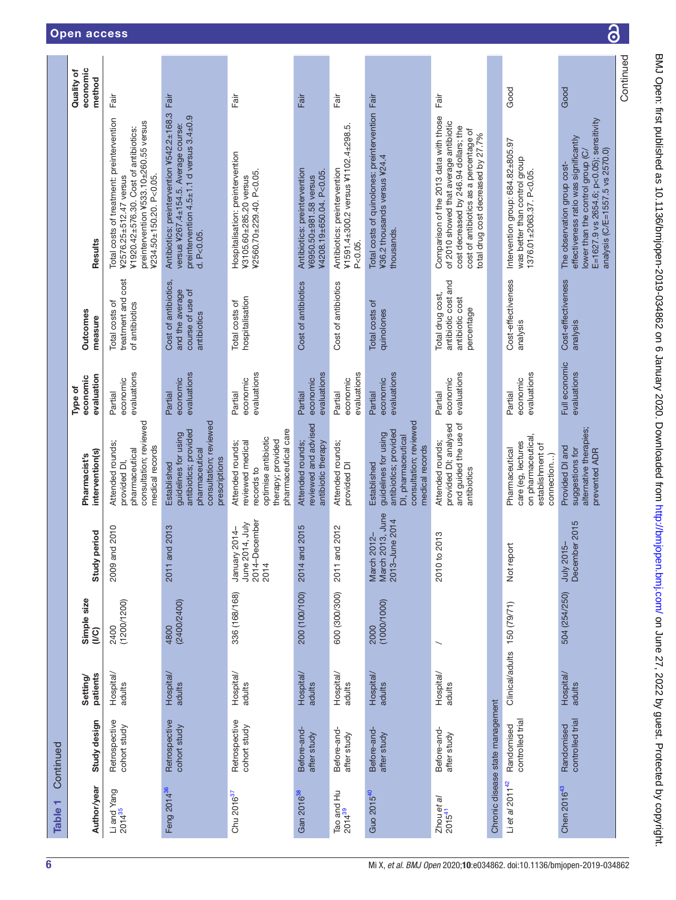**Table 1** Continued

| Author/year | Study design | Setting/ patients | Simple size (I/C) | Study period | Pharmacist's intervention(s) | Type of economic evaluation | Outcomes measure | Results | Quality of economic method |
|---|---|---|---|---|---|---|---|---|---|
| Li and Yang 2014[35] | Retrospective cohort study | Hospital/ adults | 2400 (1200/1200) | 2009 and 2010 | Attended rounds; provided DI, pharmaceutical consultation; reviewed medical records | Partial economic evaluations | Total costs of treatment and cost of antibiotics | Total costs of treatment: preintervention ¥2576.25±512.47 versus ¥1920.42±576.30. Cost of antibiotics: preintervention ¥533.10±260.55 versus ¥234.50±150.20. P<0.05. | Fair |
| Feng 2014[36] | Retrospective cohort study | Hospital/ adults | 4800 (2400/2400) | 2011 and 2013 | Established guidelines for using antibiotics; provided pharmaceutical consultation; reviewed prescriptions | Partial economic evaluations | Cost of antibiotics, and the average course of use of antibiotics | Antibiotics: preintervention ¥542.2±168.3 versus ¥267.4±154.5. Average course: preintervention 4.5±1.1 d versus 3.4±0.9 d. P<0.05. | Fair |
| Chu 2016[37] | Retrospective cohort study | Hospital/ adults | 336 (168/168) | January 2014–June 2014, July 2014–December 2014 | Attended rounds; reviewed medical records to optimise antibiotic therapy; provided pharmaceutical care | Partial economic evaluations | Total costs of hospitalisation | Hospitalisation: preintervention ¥3105.60±285.20 versus ¥2560.70±229.40. P<0.05. | Fair |
| Gan 2016[38] | Before-and-after study | Hospital/ adults | 200 (100/100) | 2014 and 2015 | Attended rounds; reviewed and advised antibiotic therapy | Partial economic evaluations | Cost of antibiotics | Antibiotics: preintervention ¥6950.50±981.58 versus ¥4208.19±650.04. P<0.05. | Fair |
| Tao and Hu 2014[39] | Before-and-after study | Hospital/ adults | 600 (300/300) | 2011 and 2012 | Attended rounds; provided DI | Partial economic evaluations | Cost of antibiotics | Antibiotics: preintervention ¥1591.4±300.2 versus ¥1102.4±298.5. P<0.05. | Fair |
| Guo 2015[40] | Before-and-after study | Hospital/ adults | 2000 (1000/1000) | March 2012–March 2013, June 2013–June 2014 | Established guidelines for using antibiotics; provided DI, pharmaceutical consultation; reviewed medical records | Partial economic evaluations | Total costs of quinolones | Total costs of quinolones: preintervention ¥36.2 thousands versus ¥24.4 thousands. | Fair |
| Zhou *et al* 2015[41] | Before-and-after study | Hospital/ adults | / | 2010 to 2013 | Attended rounds; provided DI; analysed and guided the use of antibiotics | Partial economic evaluations | Total drug cost, antibiotic cost and antibiotic cost percentage | Comparison of the 2013 data with those of 2010 showed that average antibiotic cost decreased by 246.94 dollars; the cost of antibiotics as a percentage of total drug cost decreased by 27.7% | Fair |
| **Chronic disease state management** | | | | | | | | | |
| Li *et al* 2011[42] | Randomised controlled trial | Clinical/adults | 150 (79/71) | Not report | Pharmaceutical care (eg, lectures on pharmaceutical, establishment of connection…) | Partial economic evaluations | Cost-effectiveness analysis | Intervention group: 684.82±805.97 was better than control group 1376.01±2063.37. P<0.05. | Good |
| Chen 2016[43] | Randomised controlled trial | Hospital/ adults | 504 (254/250) | July 2015–December 2015 | Provided DI and suggestions for alternative therapies; prevented ADR | Full economic evaluations | Cost-effectiveness analysis | The observation group cost-effectiveness ratio was significantly lower than the control group (C/E=1627.9 vs 2654.6; p<0.05); sensitivity analysis (C/E=1557.5 vs 2570.0) | Good |

Continued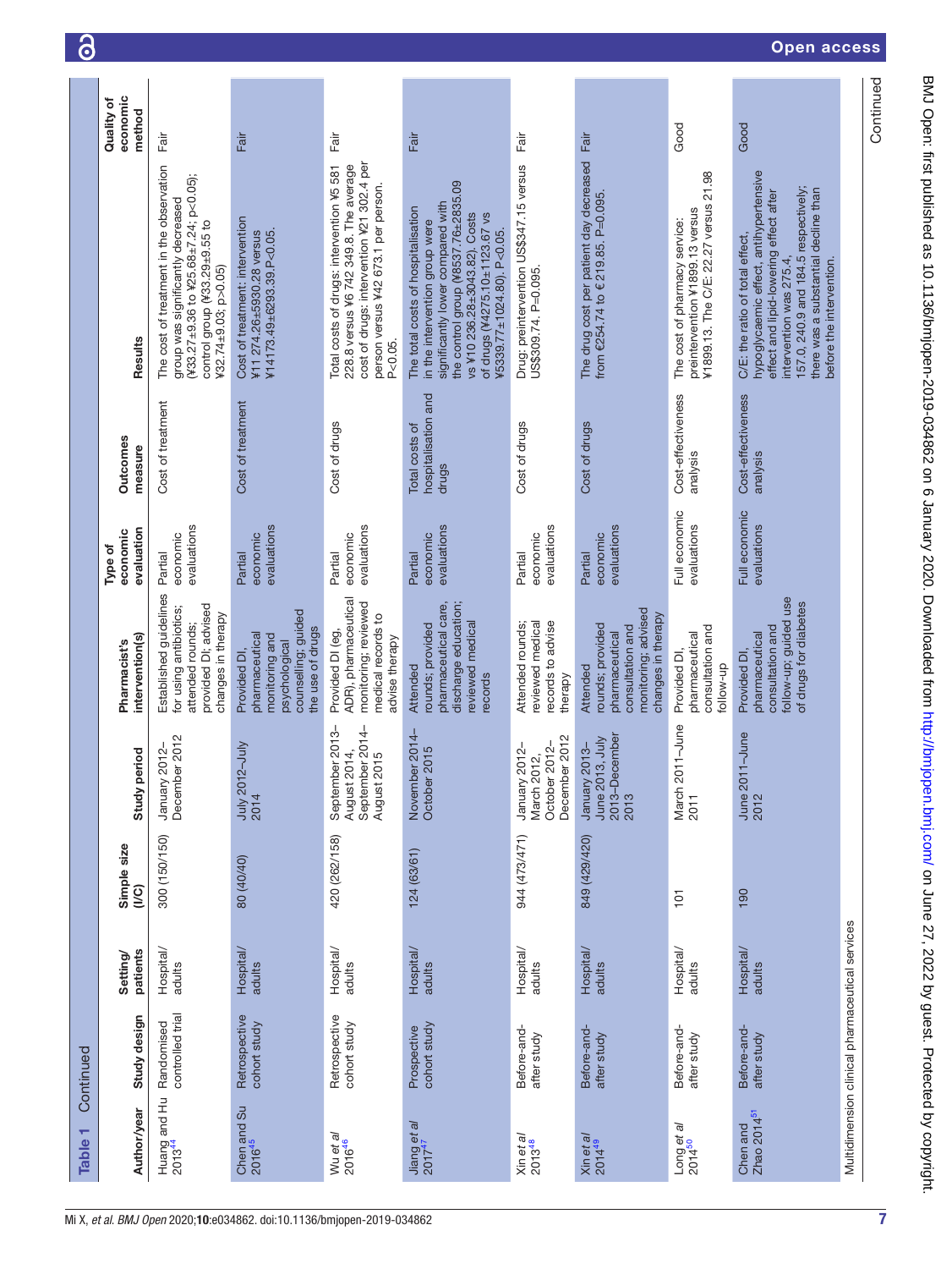**Table 1** Continued

| Author/year | Study design | Setting/ patients | Simple size (I/C) | Study period | Pharmacist's intervention(s) | Type of economic evaluation | Outcomes measure | Results | Quality of economic method |
|---|---|---|---|---|---|---|---|---|---|
| Huang and Hu 2013[44] | Randomised controlled trial | Hospital/ adults | 300 (150/150) | January 2012–December 2012 | Established guidelines for using antibiotics; attended rounds; provided DI; advised changes in therapy | Partial economic evaluations | Cost of treatment | The cost of treatment in the observation group was significantly decreased (¥33.27±9.36 to ¥25.68±7.24; p<0.05); control group (¥33.29±9.55 to ¥32.74±9.03; p>0.05) | Fair |
| Chen and Su 2016[45] | Retrospective cohort study | Hospital/ adults | 80 (40/40) | July 2012–July 2014 | Provided DI, pharmaceutical monitoring and psychological counselling; guided the use of drugs | Partial economic evaluations | Cost of treatment | Cost of treatment: intervention ¥11 274.26±5930.28 versus ¥14173.49±6293.39. P<0.05. | Fair |
| Wu *et al* 2016[46] | Retrospective cohort study | Hospital/ adults | 420 (262/158) | September 2013–August 2014, September 2014–August 2015 | Provided DI (eg, ADR), pharmaceutical monitoring; reviewed medical records to advise therapy | Partial economic evaluations | Cost of drugs | Total costs of drugs: intervention ¥5 581 228.8 versus ¥6 742 349.8. The average cost of drugs: intervention ¥21 302.4 per person versus ¥42 673.1 per person. P<0.05. | Fair |
| Jiang *et al* 2017[47] | Prospective cohort study | Hospital/ adults | 124 (63/61) | November 2014–October 2015 | Attended rounds; provided pharmaceutical care, discharge education; reviewed medical records | Partial economic evaluations | Total costs of hospitalisation and drugs | The total costs of hospitalisation in the intervention group were significantly lower compared with the control group (¥8537.76±2835.09 vs ¥10 236.28±3043.82). Costs of drugs (¥4275.10±1123.67 vs ¥5339.77±1024.80). P<0.05. | Fair |
| Xin *et al* 2013[48] | Before-and-after study | Hospital/ adults | 944 (473/471) | January 2012–March 2012, October 2012–December 2012 | Attended rounds; reviewed medical records to advise therapy | Partial economic evaluations | Cost of drugs | Drug: preintervention US$347.15 versus US$309.74. P=0.095. | Fair |
| Xin *et al* 2014[49] | Before-and-after study | Hospital/ adults | 849 (429/420) | January 2013–June 2013, July 2013–December 2013 | Attended rounds; provided pharmaceutical consultation and monitoring; advised changes in therapy | Partial economic evaluations | Cost of drugs | The drug cost per patient day decreased from €254.74 to € 219.85. P=0.095. | Fair |
| Long *et al* 2014[50] | Before-and-after study | Hospital/ adults | 101 | March 2011–June 2011 | Provided DI, pharmaceutical consultation and follow-up | Full economic evaluations | Cost-effectiveness analysis | The cost of pharmacy service: preintervention ¥1899.13 versus ¥1899.13. The C/E: 22.27 versus 21.98 | Good |
| Chen and Zhao 2014[51] | Before-and-after study | Hospital/ adults | 190 | June 2011–June 2012 | Provided DI, pharmaceutical consultation and follow-up; guided use of drugs for diabetes | Full economic evaluations | Cost-effectiveness analysis | C/E: the ratio of total effect, hypoglycaemic effect, antihypertensive effect and lipid-lowering effect after intervention was 275.4, 157.0, 240.9 and 184.5 respectively; there was a substantial decline than before the intervention. | Good |
| Multidimension clinical pharmaceutical services | | | | | | | | | |

Continued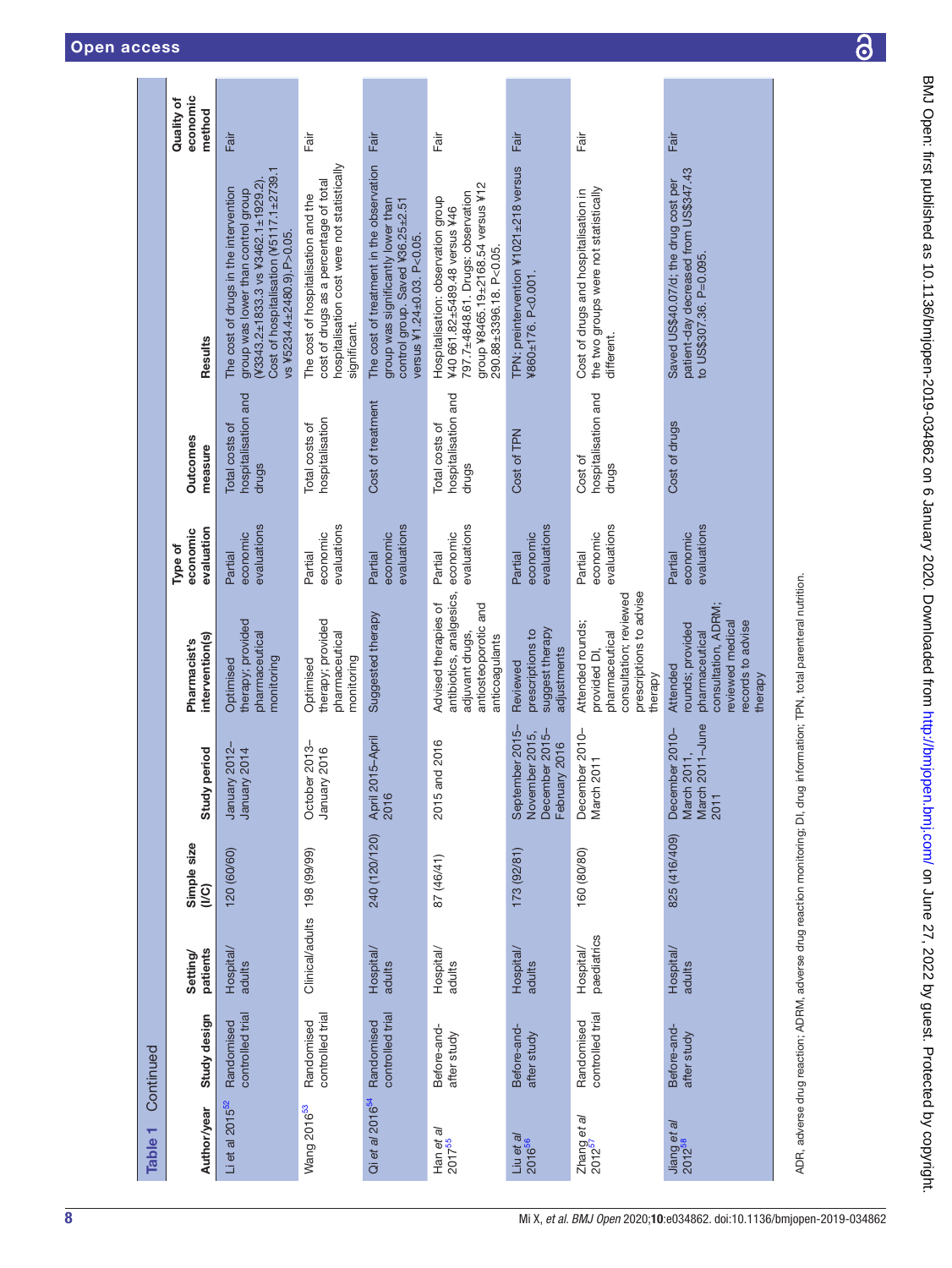**Table 1** Continued

| Author/year | Study design | Setting/ patients | Simple size (I/C) | Study period | Pharmacist's intervention(s) | Type of economic evaluation | Outcomes measure | Results | Quality of economic method |
|---|---|---|---|---|---|---|---|---|---|
| Li et al 2015[52] | Randomised controlled trial | Hospital/ adults | 120 (60/60) | January 2012– January 2014 | Optimised therapy; provided pharmaceutical monitoring | Partial economic evaluations | Total costs of hospitalisation and drugs | The cost of drugs in the intervention group was lower than control group (¥3343.2±1833.3 vs ¥3462.1±1929.2). Cost of hospitalisation (¥5117.1±2739.1 vs ¥5234.4±2480.9). P>0.05. | Fair |
| Wang 2016[53] | Randomised controlled trial | Clinical/adults | 198 (99/99) | October 2013– January 2016 | Optimised therapy; provided pharmaceutical monitoring | Partial economic evaluations | Total costs of hospitalisation | The cost of hospitalisation and the cost of drugs as a percentage of total hospitalisation cost were not statistically significant. | Fair |
| Qi et al 2016[54] | Randomised controlled trial | Hospital/ adults | 240 (120/120) | April 2015–April 2016 | Suggested therapy | Partial economic evaluations | Cost of treatment | The cost of treatment in the observation group was significantly lower than control group. Saved ¥36.25±2.51 versus ¥1.24±0.03. P<0.05. | Fair |
| Han et al 2017[55] | Before-and-after study | Hospital/ adults | 87 (46/41) | 2015 and 2016 | Advised therapies of antibiotics, analgesics, adjuvant drugs, antiosteoporotic and anticoagulants | Partial economic evaluations | Total costs of hospitalisation and drugs | Hospitalisation: observation group ¥40 661.82±5489.48 versus ¥46 797.7±4848.61. Drugs: observation group ¥8465.19±2168.54 versus ¥12 290.88±3396.18. P<0.05. | Fair |
| Liu et al 2016[56] | Before-and-after study | Hospital/ adults | 173 (92/81) | September 2015– November 2015, December 2015– February 2016 | Reviewed prescriptions to suggest therapy adjustments | Partial economic evaluations | Cost of TPN | TPN: preintervention ¥1021±218 versus ¥860±176. P<0.001. | Fair |
| Zhang et al 2012[57] | Randomised controlled trial | Hospital/ paediatrics | 160 (80/80) | December 2010– March 2011 | Attended rounds; provided DI, pharmaceutical consultation; reviewed prescriptions to advise therapy | Partial economic evaluations | Cost of hospitalisation and drugs | Cost of drugs and hospitalisation in the two groups were not statistically different. | Fair |
| Jiang et al 2012[58] | Before-and-after study | Hospital/ adults | 825 (416/409) | December 2010– March 2011, March 2011–June 2011 | Attended rounds; provided pharmaceutical consultation, ADRM; reviewed medical records to advise therapy | Partial economic evaluations | Cost of drugs | Saved US$40.07/d; the drug cost per patient-day decreased from US$347.43 to US$307.36. P=0.095. | Fair |

ADR, adverse drug reaction; ADRM, adverse drug reaction monitoring; DI, drug information; TPN, total parenteral nutrition.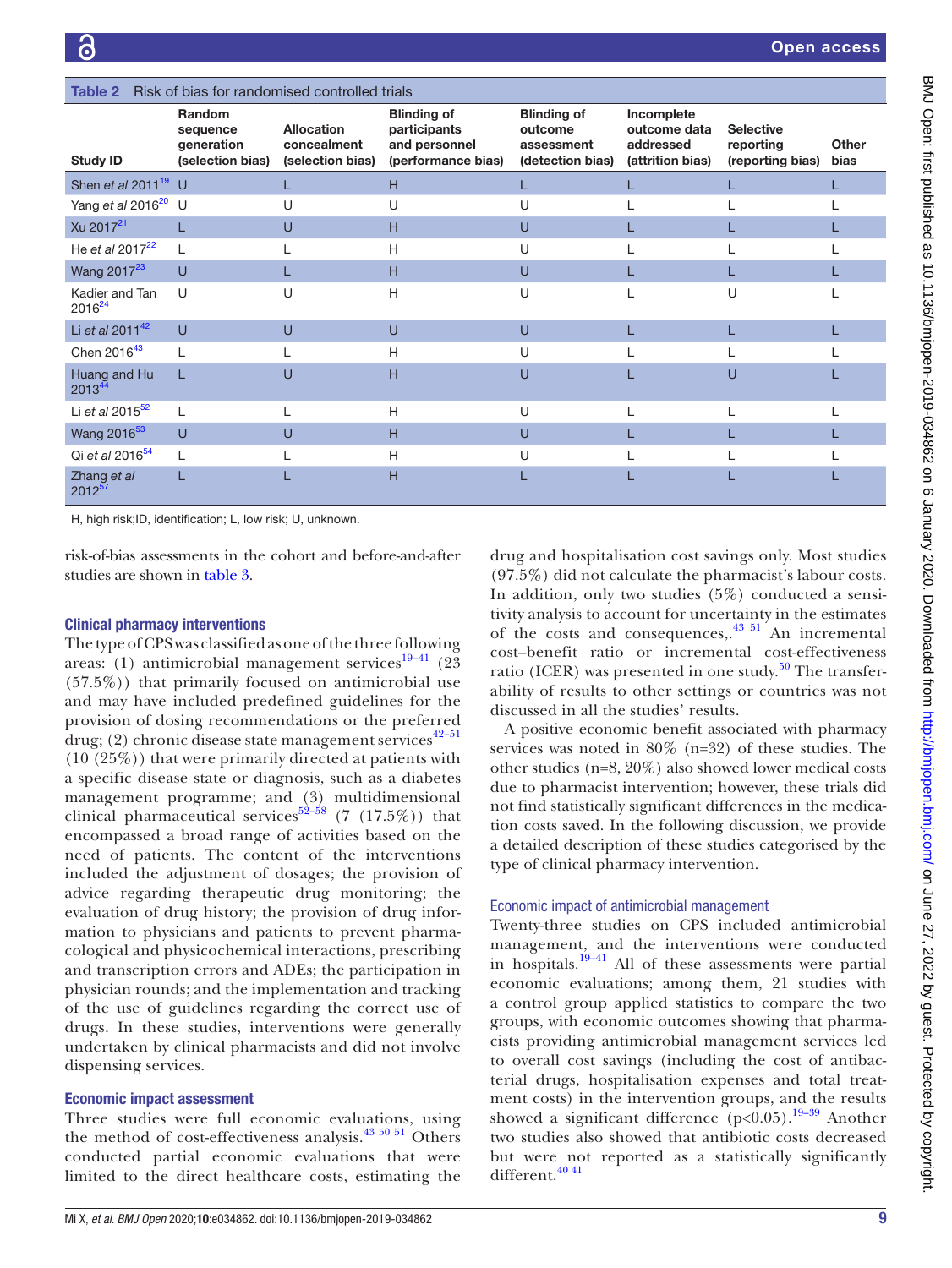**Table 2** Risk of bias for randomised controlled trials

| Study ID | Random sequence generation (selection bias) | Allocation concealment (selection bias) | Blinding of participants and personnel (performance bias) | Blinding of outcome assessment (detection bias) | Incomplete outcome data addressed (attrition bias) | Selective reporting (reporting bias) | Other bias |
|---|---|---|---|---|---|---|---|
| Shen *et al* 2011[19] | U | L | H | L | L | L | L |
| Yang *et al* 2016[20] | U | U | U | U | L | L | L |
| Xu 2017[21] | L | U | H | U | L | L | L |
| He *et al* 2017[22] | L | L | H | U | L | L | L |
| Wang 2017[23] | U | L | H | U | L | L | L |
| Kadier and Tan 2016[24] | U | U | H | U | L | U | L |
| Li *et al* 2011[42] | U | U | U | U | L | L | L |
| Chen 2016[43] | L | L | H | U | L | L | L |
| Huang and Hu 2013[44] | L | U | H | U | L | U | L |
| Li *et al* 2015[52] | L | L | H | U | L | L | L |
| Wang 2016[53] | U | U | H | U | L | L | L |
| Qi *et al* 2016[54] | L | L | H | U | L | L | L |
| Zhang *et al* 2012[57] | L | L | H | L | L | L | L |

H, high risk;ID, identification; L, low risk; U, unknown.

risk-of-bias assessments in the cohort and before-and-after studies are shown in table 3.

### Clinical pharmacy interventions

The type of CPS was classified as one of the three following areas: (1) antimicrobial management services[19–41] (23 (57.5%)) that primarily focused on antimicrobial use and may have included predefined guidelines for the provision of dosing recommendations or the preferred drug; (2) chronic disease state management services[42–51] (10 (25%)) that were primarily directed at patients with a specific disease state or diagnosis, such as a diabetes management programme; and (3) multidimensional clinical pharmaceutical services[52–58] (7 (17.5%)) that encompassed a broad range of activities based on the need of patients. The content of the interventions included the adjustment of dosages; the provision of advice regarding therapeutic drug monitoring; the evaluation of drug history; the provision of drug information to physicians and patients to prevent pharmacological and physicochemical interactions, prescribing and transcription errors and ADEs; the participation in physician rounds; and the implementation and tracking of the use of guidelines regarding the correct use of drugs. In these studies, interventions were generally undertaken by clinical pharmacists and did not involve dispensing services.

### Economic impact assessment

Three studies were full economic evaluations, using the method of cost-effectiveness analysis.[43 50 51] Others conducted partial economic evaluations that were limited to the direct healthcare costs, estimating the drug and hospitalisation cost savings only. Most studies (97.5%) did not calculate the pharmacist's labour costs. In addition, only two studies (5%) conducted a sensitivity analysis to account for uncertainty in the estimates of the costs and consequences,.[43 51] An incremental cost–benefit ratio or incremental cost-effectiveness ratio (ICER) was presented in one study.[50] The transferability of results to other settings or countries was not discussed in all the studies' results.

A positive economic benefit associated with pharmacy services was noted in 80% (n=32) of these studies. The other studies (n=8, 20%) also showed lower medical costs due to pharmacist intervention; however, these trials did not find statistically significant differences in the medication costs saved. In the following discussion, we provide a detailed description of these studies categorised by the type of clinical pharmacy intervention.

#### Economic impact of antimicrobial management

Twenty-three studies on CPS included antimicrobial management, and the interventions were conducted in hospitals.[19–41] All of these assessments were partial economic evaluations; among them, 21 studies with a control group applied statistics to compare the two groups, with economic outcomes showing that pharmacists providing antimicrobial management services led to overall cost savings (including the cost of antibacterial drugs, hospitalisation expenses and total treatment costs) in the intervention groups, and the results showed a significant difference ($p<0.05$).[19–39] Another two studies also showed that antibiotic costs decreased but were not reported as a statistically significantly different.[40 41]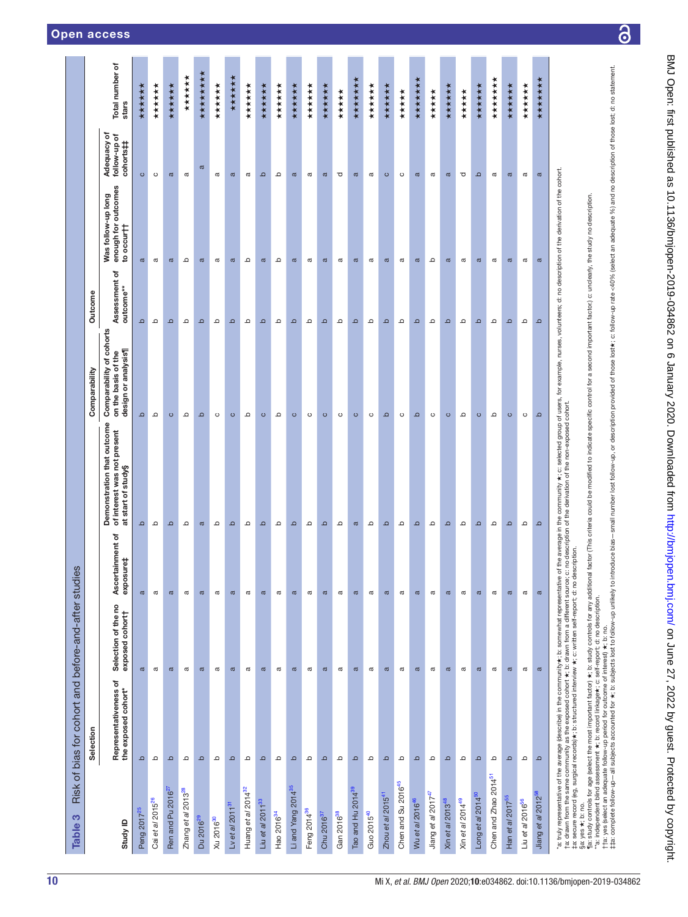**Table 3** Risk of bias for cohort and before-and-after studies

| Study ID | Selection | | | | Comparability | Outcome | | | Total number of stars |
|---|---|---|---|---|---|---|---|---|---|
| | Representativeness of the exposed cohort* | Selection of the no exposed cohort† | Ascertainment of exposure‡ | Demonstration that outcome of interest was not present at start of study§ | Comparability of cohorts on the basis of the design or analysis¶ | Assessment of outcome** | Was follow-up long enough for outcomes to occur†† | Adequacy of follow-up of cohorts‡‡ | |
| Peng 2017[25] | b | a | a | b | b | b | a | c | ★★★★★ |
| Cai *et al* 2015[26] | b | a | a | b | b | b | a | c | ★★★★★ |
| Ren and Pu 2016[27] | b | a | a | b | c | b | a | a | ★★★★★ |
| Zhang *et al* 2013[28] | b | a | a | b | b | b | b | a | ★★★★★ |
| Du 2016[29] | b | a | a | a | b | b | a | a | ★★★★★★★ |
| Xu 2016[30] | b | a | a | b | c | b | a | a | ★★★★★ |
| Lv *et al* 2011[31] | b | a | a | b | c | b | a | a | ★★★★★ |
| Huang *et al* 2014[32] | b | a | a | b | b | b | b | a | ★★★★★ |
| Liu *et al* 2011[33] | b | a | a | b | c | b | a | b | ★★★★★ |
| Hao 2016[34] | b | a | a | b | b | b | b | b | ★★★★★ |
| Li and Yang 2014[35] | b | a | a | b | c | b | a | a | ★★★★★ |
| Feng 2014[36] | b | a | a | b | c | b | a | a | ★★★★★ |
| Chu 2016[37] | b | a | a | b | c | b | a | a | ★★★★★ |
| Gan 2016[38] | b | a | a | b | c | b | a | d | ★★★★ |
| Tao and Hu 2014[39] | b | a | a | a | c | b | a | a | ★★★★★★ |
| Guo 2015[40] | b | a | a | b | c | b | a | a | ★★★★★ |
| Zhou *et al* 2015[41] | b | a | a | b | b | b | a | c | ★★★★★ |
| Chen and Su 2016[45] | b | a | a | b | c | b | a | c | ★★★★ |
| Wu *et al* 2016[46] | b | a | a | b | b | b | a | a | ★★★★★★ |
| Jiang *et al* 2017[47] | b | a | a | b | c | b | b | a | ★★★★ |
| Xin *et al* 2013[48] | b | a | a | b | c | b | a | a | ★★★★★ |
| Xin *et al* 2014[49] | b | a | a | b | b | b | a | d | ★★★★ |
| Long *et al* 2014[50] | b | a | a | b | c | b | a | b | ★★★★★ |
| Chen and Zhao 2014[51] | b | a | a | b | b | b | a | a | ★★★★★★ |
| Han *et al* 2017[55] | b | a | a | b | c | b | a | a | ★★★★★ |
| Liu *et al* 2016[56] | b | a | a | b | c | b | a | a | ★★★★★ |
| Jiang *et al* 2012[58] | b | a | a | b | b | b | a | a | ★★★★★★ |

*a: truly representative of the average (describe) in the community★; b: somewhat representative of the average in the community ★; c: selected group of users, for example, nurses, volunteers; d: no description of the derivation of the cohort.
†a: drawn from the same community as the exposed cohort ★; b: drawn from a different source; c: no description of the derivation of the non-exposed cohort.
‡a: secure record (eg, surgical records)★; b: structured interview ★; c: written self-report; d: no description.
§a: yes ★; b: no.
¶a: study controls for age (select the most important factor) ★; b: study controls for any additional factor (This criteria could be modified to indicate specific control for a second important factor.) c: unclearly, the study no description.
**a: independent blind assessment ★; b: record linkage★; c: self-report; d: no description.
††a: yes (select an adequate follow-up period for outcome of interest) ★; b: no.
‡‡a: complete follow-up—all subjects accounted for ★; b: subjects lost to follow-up unlikely to introduce bias—small number lost follow-up, or description provided of those lost★; c: follow-up rate <40% (select an adequate %) and no description of those lost; d: no statement.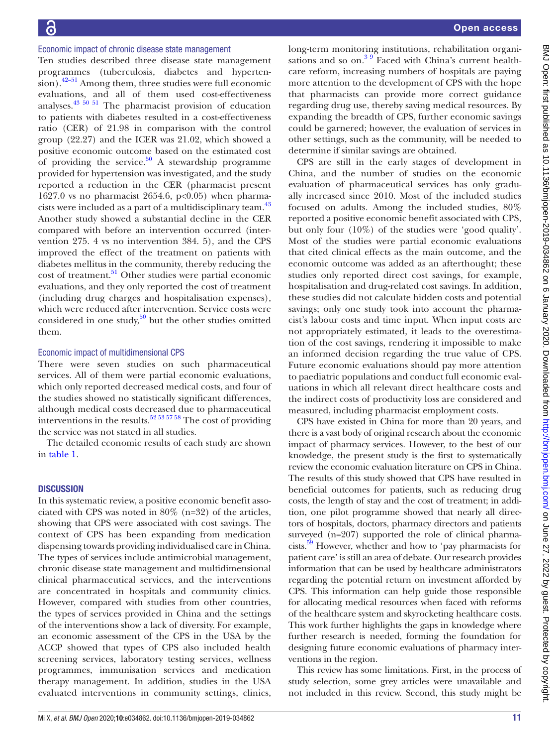### Economic impact of chronic disease state management

Ten studies described three disease state management programmes (tuberculosis, diabetes and hypertension).[42–51] Among them, three studies were full economic evaluations, and all of them used cost-effectiveness analyses.[43 50 51] The pharmacist provision of education to patients with diabetes resulted in a cost-effectiveness ratio (CER) of 21.98 in comparison with the control group (22.27) and the ICER was 21.02, which showed a positive economic outcome based on the estimated cost of providing the service.[50] A stewardship programme provided for hypertension was investigated, and the study reported a reduction in the CER (pharmacist present 1627.0 vs no pharmacist 2654.6, $p<0.05$) when pharmacists were included as a part of a multidisciplinary team.[43] Another study showed a substantial decline in the CER compared with before an intervention occurred (intervention 275. 4 vs no intervention 384. 5), and the CPS improved the effect of the treatment on patients with diabetes mellitus in the community, thereby reducing the cost of treatment.[51] Other studies were partial economic evaluations, and they only reported the cost of treatment (including drug charges and hospitalisation expenses), which were reduced after intervention. Service costs were considered in one study,[50] but the other studies omitted them.

### Economic impact of multidimensional CPS

There were seven studies on such pharmaceutical services. All of them were partial economic evaluations, which only reported decreased medical costs, and four of the studies showed no statistically significant differences, although medical costs decreased due to pharmaceutical interventions in the results.[52 53 57 58] The cost of providing the service was not stated in all studies.

The detailed economic results of each study are shown in table 1.

## DISCUSSION

In this systematic review, a positive economic benefit associated with CPS was noted in 80% (n=32) of the articles, showing that CPS were associated with cost savings. The context of CPS has been expanding from medication dispensing towards providing individualised care in China. The types of services include antimicrobial management, chronic disease state management and multidimensional clinical pharmaceutical services, and the interventions are concentrated in hospitals and community clinics. However, compared with studies from other countries, the types of services provided in China and the settings of the interventions show a lack of diversity. For example, an economic assessment of the CPS in the USA by the ACCP showed that types of CPS also included health screening services, laboratory testing services, wellness programmes, immunisation services and medication therapy management. In addition, studies in the USA evaluated interventions in community settings, clinics, long-term monitoring institutions, rehabilitation organisations and so on.[3 9] Faced with China's current healthcare reform, increasing numbers of hospitals are paying more attention to the development of CPS with the hope that pharmacists can provide more correct guidance regarding drug use, thereby saving medical resources. By expanding the breadth of CPS, further economic savings could be garnered; however, the evaluation of services in other settings, such as the community, will be needed to determine if similar savings are obtained.

CPS are still in the early stages of development in China, and the number of studies on the economic evaluation of pharmaceutical services has only gradually increased since 2010. Most of the included studies focused on adults. Among the included studies, 80% reported a positive economic benefit associated with CPS, but only four (10%) of the studies were 'good quality'. Most of the studies were partial economic evaluations that cited clinical effects as the main outcome, and the economic outcome was added as an afterthought; these studies only reported direct cost savings, for example, hospitalisation and drug-related cost savings. In addition, these studies did not calculate hidden costs and potential savings; only one study took into account the pharmacist's labour costs and time input. When input costs are not appropriately estimated, it leads to the overestimation of the cost savings, rendering it impossible to make an informed decision regarding the true value of CPS. Future economic evaluations should pay more attention to paediatric populations and conduct full economic evaluations in which all relevant direct healthcare costs and the indirect costs of productivity loss are considered and measured, including pharmacist employment costs.

CPS have existed in China for more than 20 years, and there is a vast body of original research about the economic impact of pharmacy services. However, to the best of our knowledge, the present study is the first to systematically review the economic evaluation literature on CPS in China. The results of this study showed that CPS have resulted in beneficial outcomes for patients, such as reducing drug costs, the length of stay and the cost of treatment; in addition, one pilot programme showed that nearly all directors of hospitals, doctors, pharmacy directors and patients surveyed (n=207) supported the role of clinical pharmacists.[59] However, whether and how to 'pay pharmacists for patient care' is still an area of debate. Our research provides information that can be used by healthcare administrators regarding the potential return on investment afforded by CPS. This information can help guide those responsible for allocating medical resources when faced with reforms of the healthcare system and skyrocketing healthcare costs. This work further highlights the gaps in knowledge where further research is needed, forming the foundation for designing future economic evaluations of pharmacy interventions in the region.

This review has some limitations. First, in the process of study selection, some grey articles were unavailable and not included in this review. Second, this study might be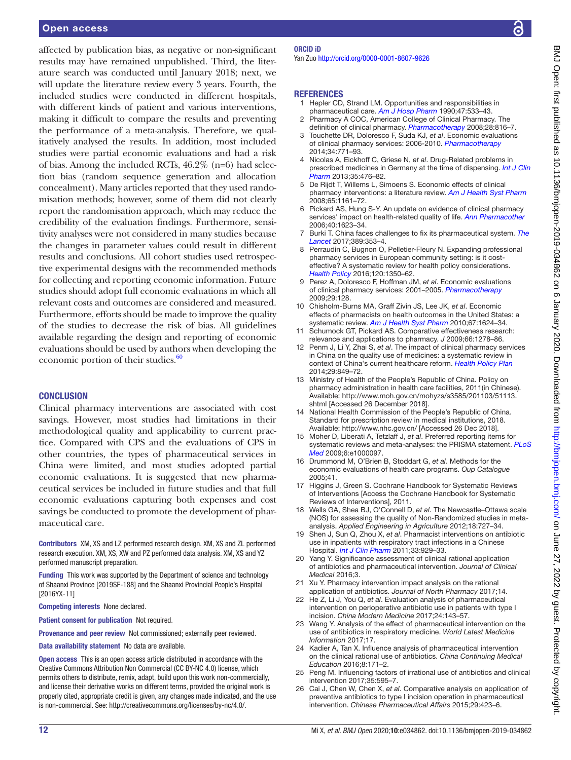affected by publication bias, as negative or non-significant results may have remained unpublished. Third, the literature search was conducted until January 2018; next, we will update the literature review every 3 years. Fourth, the included studies were conducted in different hospitals, with different kinds of patient and various interventions, making it difficult to compare the results and preventing the performance of a meta-analysis. Therefore, we qualitatively analysed the results. In addition, most included studies were partial economic evaluations and had a risk of bias. Among the included RCTs, 46.2% (n=6) had selection bias (random sequence generation and allocation concealment). Many articles reported that they used randomisation methods; however, some of them did not clearly report the randomisation approach, which may reduce the credibility of the evaluation findings. Furthermore, sensitivity analyses were not considered in many studies because the changes in parameter values could result in different results and conclusions. All cohort studies used retrospective experimental designs with the recommended methods for collecting and reporting economic information. Future studies should adopt full economic evaluations in which all relevant costs and outcomes are considered and measured. Furthermore, efforts should be made to improve the quality of the studies to decrease the risk of bias. All guidelines available regarding the design and reporting of economic evaluations should be used by authors when developing the economic portion of their studies.[60]

## CONCLUSION

Clinical pharmacy interventions are associated with cost savings. However, most studies had limitations in their methodological quality and applicability to current practice. Compared with CPS and the evaluations of CPS in other countries, the types of pharmaceutical services in China were limited, and most studies adopted partial economic evaluations. It is suggested that new pharmaceutical services be included in future studies and that full economic evaluations capturing both expenses and cost savings be conducted to promote the development of pharmaceutical care.

**Contributors** XM, XS and LZ performed research design. XM, XS and ZL performed research execution. XM, XS, XW and PZ performed data analysis. XM, XS and YZ performed manuscript preparation.

**Funding** This work was supported by the Department of science and technology of Shaanxi Province [2019SF-188] and the Shaanxi Provincial People's Hospital [2016YX-11]

**Competing interests** None declared.

**Patient consent for publication** Not required.

**Provenance and peer review** Not commissioned; externally peer reviewed.

**Data availability statement** No data are available.

**Open access** This is an open access article distributed in accordance with the Creative Commons Attribution Non Commercial (CC BY-NC 4.0) license, which permits others to distribute, remix, adapt, build upon this work non-commercially, and license their derivative works on different terms, provided the original work is properly cited, appropriate credit is given, any changes made indicated, and the use is non-commercial. See: http://creativecommons.org/licenses/by-nc/4.0/.

### ORCID iD

Yan Zuo http://orcid.org/0000-0001-8607-9626

## REFERENCES

1. Hepler CD, Strand LM. Opportunities and responsibilities in pharmaceutical care. *Am J Hosp Pharm* 1990;47:533–43.
2. Pharmacy A COC, American College of Clinical Pharmacy. The definition of clinical pharmacy. *Pharmacotherapy* 2008;28:816–7.
3. Touchette DR, Doloresco F, Suda KJ, *et al*. Economic evaluations of clinical pharmacy services: 2006-2010. *Pharmacotherapy* 2014;34:771–93.
4. Nicolas A, Eickhoff C, Griese N, *et al*. Drug-Related problems in prescribed medicines in Germany at the time of dispensing. *Int J Clin Pharm* 2013;35:476–82.
5. De Rijdt T, Willems L, Simoens S. Economic effects of clinical pharmacy interventions: a literature review. *Am J Health Syst Pharm* 2008;65:1161–72.
6. Pickard AS, Hung S-Y. An update on evidence of clinical pharmacy services' impact on health-related quality of life. *Ann Pharmacother* 2006;40:1623–34.
7. Burki T. China faces challenges to fix its pharmaceutical system. *The Lancet* 2017;389:353–4.
8. Perraudin C, Bugnon O, Pelletier-Fleury N. Expanding professional pharmacy services in European community setting: is it cost-effective? A systematic review for health policy considerations. *Health Policy* 2016;120:1350–62.
9. Perez A, Doloresco F, Hoffman JM, *et al*. Economic evaluations of clinical pharmacy services: 2001–2005. *Pharmacotherapy* 2009;29:128.
10. Chisholm-Burns MA, Graff Zivin JS, Lee JK, *et al*. Economic effects of pharmacists on health outcomes in the United States: a systematic review. *Am J Health Syst Pharm* 2010;67:1624–34.
11. Schumock GT, Pickard AS. Comparative effectiveness research: relevance and applications to pharmacy. *J* 2009;66:1278–86.
12. Penm J, Li Y, Zhai S, *et al*. The impact of clinical pharmacy services in China on the quality use of medicines: a systematic review in context of China's current healthcare reform. *Health Policy Plan* 2014;29:849–72.
13. Ministry of Health of the People's Republic of China. Policy on pharmacy administration in health care facilities, 2011(in Chinese). Available: http://www.moh.gov.cn/mohyzs/s3585/201103/51113.shtml [Accessed 26 December 2018].
14. National Health Commission of the People's Republic of China. Standard for prescription review in medical institutions, 2018. Available: http://www.nhc.gov.cn/ [Accessed 26 Dec 2018].
15. Moher D, Liberati A, Tetzlaff J, *et al*. Preferred reporting items for systematic reviews and meta-analyses: the PRISMA statement. *PLoS Med* 2009;6:e1000097.
16. Drummond M, O'Brien B, Stoddart G, *et al*. Methods for the economic evaluations of health care programs. *Oup Catalogue* 2005;41.
17. Higgins J, Green S. Cochrane Handbook for Systematic Reviews of Interventions [Access the Cochrane Handbook for Systematic Reviews of Interventions], 2011.
18. Wells GA, Shea BJ, O'Connell D, *et al*. The Newcastle–Ottawa scale (NOS) for assessing the quality of Non-Randomized studies in meta-analysis. *Applied Engineering in Agriculture* 2012;18:727–34.
19. Shen J, Sun Q, Zhou X, *et al*. Pharmacist interventions on antibiotic use in inpatients with respiratory tract infections in a Chinese Hospital. *Int J Clin Pharm* 2011;33:929–33.
20. Yang Y. Significance assessment of clinical rational application of antibiotics and pharmaceutical intervention. *Journal of Clinical Medical* 2016;3.
21. Xu Y. Pharmacy intervention impact analysis on the rational application of antibiotics. *Journal of North Pharmacy* 2017;14.
22. He Z, Li J, You Q, *et al*. Evaluation analysis of pharmaceutical intervention on perioperative antibiotic use in patients with type I incision. *China Modern Medicine* 2017;24:143–57.
23. Wang Y. Analysis of the effect of pharmaceutical intervention on the use of antibiotics in respiratory medicine. *World Latest Medicine Information* 2017;17.
24. Kadier A, Tan X. Influence analysis of pharmaceutical intervention on the clinical rational use of antibiotics. *China Continuing Medical Education* 2016;8:171–2.
25. Peng M. Influencing factors of irrational use of antibiotics and clinical intervention 2017;35:595–7.
26. Cai J, Chen W, Chen X, *et al*. Comparative analysis on application of preventive antibiotics to type I incision operation in pharmaceutical intervention. *Chinese Pharmaceutical Affairs* 2015;29:423–6.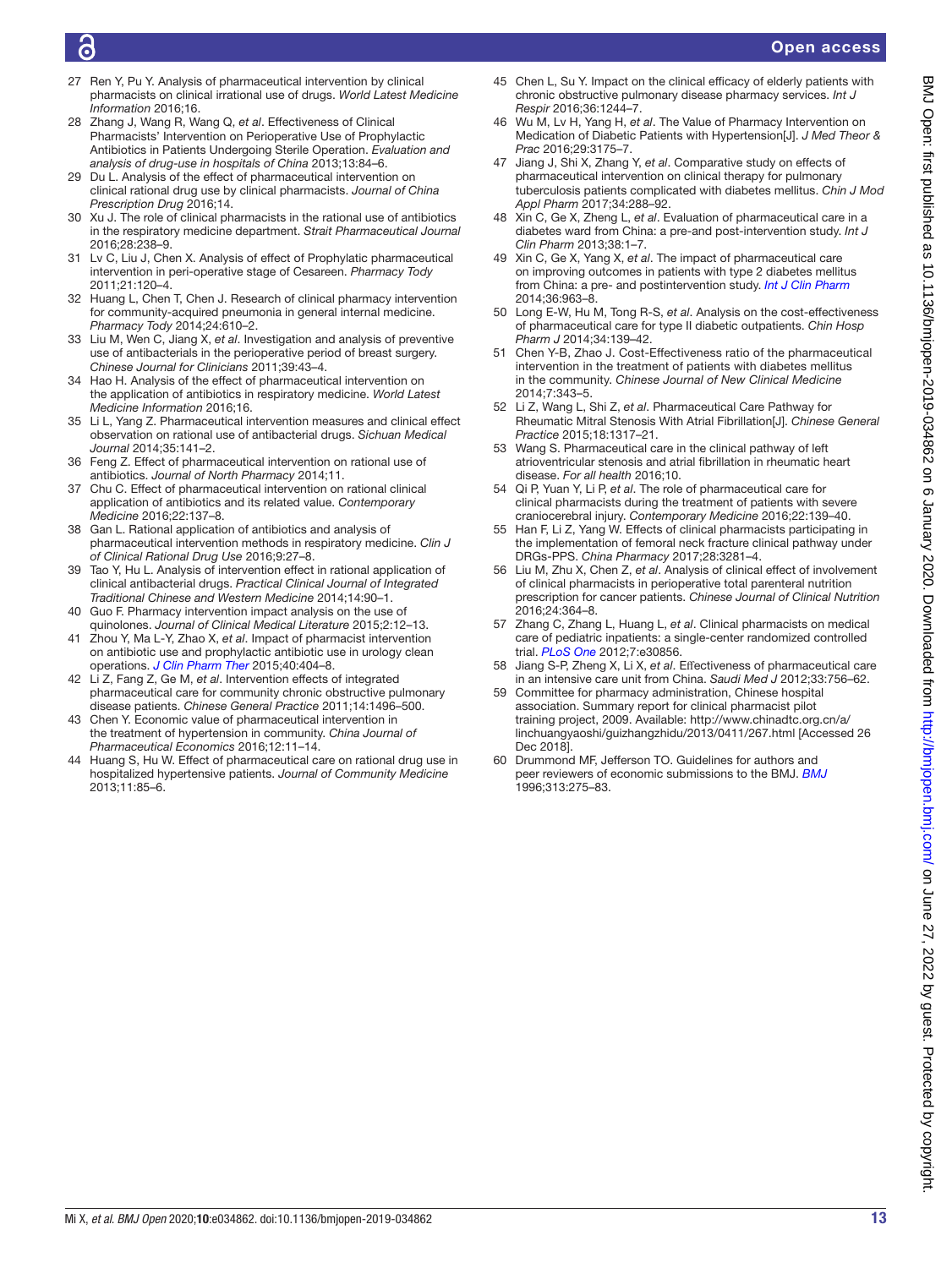27 Ren Y, Pu Y. Analysis of pharmaceutical intervention by clinical pharmacists on clinical irrational use of drugs. *World Latest Medicine Information* 2016;16.
28 Zhang J, Wang R, Wang Q, *et al*. Effectiveness of Clinical Pharmacists' Intervention on Perioperative Use of Prophylactic Antibiotics in Patients Undergoing Sterile Operation. *Evaluation and analysis of drug-use in hospitals of China* 2013;13:84–6.
29 Du L. Analysis of the effect of pharmaceutical intervention on clinical rational drug use by clinical pharmacists. *Journal of China Prescription Drug* 2016;14.
30 Xu J. The role of clinical pharmacists in the rational use of antibiotics in the respiratory medicine department. *Strait Pharmaceutical Journal* 2016;28:238–9.
31 Lv C, Liu J, Chen X. Analysis of effect of Prophylatic pharmaceutical intervention in peri-operative stage of Cesareen. *Pharmacy Tody* 2011;21:120–4.
32 Huang L, Chen T, Chen J. Research of clinical pharmacy intervention for community-acquired pneumonia in general internal medicine. *Pharmacy Tody* 2014;24:610–2.
33 Liu M, Wen C, Jiang X, *et al*. Investigation and analysis of preventive use of antibacterials in the perioperative period of breast surgery. *Chinese Journal for Clinicians* 2011;39:43–4.
34 Hao H. Analysis of the effect of pharmaceutical intervention on the application of antibiotics in respiratory medicine. *World Latest Medicine Information* 2016;16.
35 Li L, Yang Z. Pharmaceutical intervention measures and clinical effect observation on rational use of antibacterial drugs. *Sichuan Medical Journal* 2014;35:141–2.
36 Feng Z. Effect of pharmaceutical intervention on rational use of antibiotics. *Journal of North Pharmacy* 2014;11.
37 Chu C. Effect of pharmaceutical intervention on rational clinical application of antibiotics and its related value. *Contemporary Medicine* 2016;22:137–8.
38 Gan L. Rational application of antibiotics and analysis of pharmaceutical intervention methods in respiratory medicine. *Clin J of Clinical Rational Drug Use* 2016;9:27–8.
39 Tao Y, Hu L. Analysis of intervention effect in rational application of clinical antibacterial drugs. *Practical Clinical Journal of Integrated Traditional Chinese and Western Medicine* 2014;14:90–1.
40 Guo F. Pharmacy intervention impact analysis on the use of quinolones. *Journal of Clinical Medical Literature* 2015;2:12–13.
41 Zhou Y, Ma L-Y, Zhao X, *et al*. Impact of pharmacist intervention on antibiotic use and prophylactic antibiotic use in urology clean operations. *J Clin Pharm Ther* 2015;40:404–8.
42 Li Z, Fang Z, Ge M, *et al*. Intervention effects of integrated pharmaceutical care for community chronic obstructive pulmonary disease patients. *Chinese General Practice* 2011;14:1496–500.
43 Chen Y. Economic value of pharmaceutical intervention in the treatment of hypertension in community. *China Journal of Pharmaceutical Economics* 2016;12:11–14.
44 Huang S, Hu W. Effect of pharmaceutical care on rational drug use in hospitalized hypertensive patients. *Journal of Community Medicine* 2013;11:85–6.
45 Chen L, Su Y. Impact on the clinical efficacy of elderly patients with chronic obstructive pulmonary disease pharmacy services. *Int J Respir* 2016;36:1244–7.
46 Wu M, Lv H, Yang H, *et al*. The Value of Pharmacy Intervention on Medication of Diabetic Patients with Hypertension[J]. *J Med Theor & Prac* 2016;29:3175–7.
47 Jiang J, Shi X, Zhang Y, *et al*. Comparative study on effects of pharmaceutical intervention on clinical therapy for pulmonary tuberculosis patients complicated with diabetes mellitus. *Chin J Mod Appl Pharm* 2017;34:288–92.
48 Xin C, Ge X, Zheng L, *et al*. Evaluation of pharmaceutical care in a diabetes ward from China: a pre-and post-intervention study. *Int J Clin Pharm* 2013;38:1–7.
49 Xin C, Ge X, Yang X, *et al*. The impact of pharmaceutical care on improving outcomes in patients with type 2 diabetes mellitus from China: a pre- and postintervention study. *Int J Clin Pharm* 2014;36:963–8.
50 Long E-W, Hu M, Tong R-S, *et al*. Analysis on the cost-effectiveness of pharmaceutical care for type II diabetic outpatients. *Chin Hosp Pharm J* 2014;34:139–42.
51 Chen Y-B, Zhao J. Cost-Effectiveness ratio of the pharmaceutical intervention in the treatment of patients with diabetes mellitus in the community. *Chinese Journal of New Clinical Medicine* 2014;7:343–5.
52 Li Z, Wang L, Shi Z, *et al*. Pharmaceutical Care Pathway for Rheumatic Mitral Stenosis With Atrial Fibrillation[J]. *Chinese General Practice* 2015;18:1317–21.
53 Wang S. Pharmaceutical care in the clinical pathway of left atrioventricular stenosis and atrial fibrillation in rheumatic heart disease. *For all health* 2016;10.
54 Qi P, Yuan Y, Li P, *et al*. The role of pharmaceutical care for clinical pharmacists during the treatment of patients with severe craniocerebral injury. *Contemporary Medicine* 2016;22:139–40.
55 Han F, Li Z, Yang W. Effects of clinical pharmacists participating in the implementation of femoral neck fracture clinical pathway under DRGs-PPS. *China Pharmacy* 2017;28:3281–4.
56 Liu M, Zhu X, Chen Z, *et al*. Analysis of clinical effect of involvement of clinical pharmacists in perioperative total parenteral nutrition prescription for cancer patients. *Chinese Journal of Clinical Nutrition* 2016;24:364–8.
57 Zhang C, Zhang L, Huang L, *et al*. Clinical pharmacists on medical care of pediatric inpatients: a single-center randomized controlled trial. *PLoS One* 2012;7:e30856.
58 Jiang S-P, Zheng X, Li X, *et al*. Effectiveness of pharmaceutical care in an intensive care unit from China. *Saudi Med J* 2012;33:756–62.
59 Committee for pharmacy administration, Chinese hospital association. Summary report for clinical pharmacist pilot training project, 2009. Available: http://www.chinadtc.org.cn/a/linchuangyaoshi/guizhangzhidu/2013/0411/267.html [Accessed 26 Dec 2018].
60 Drummond MF, Jefferson TO. Guidelines for authors and peer reviewers of economic submissions to the BMJ. *BMJ* 1996;313:275–83.